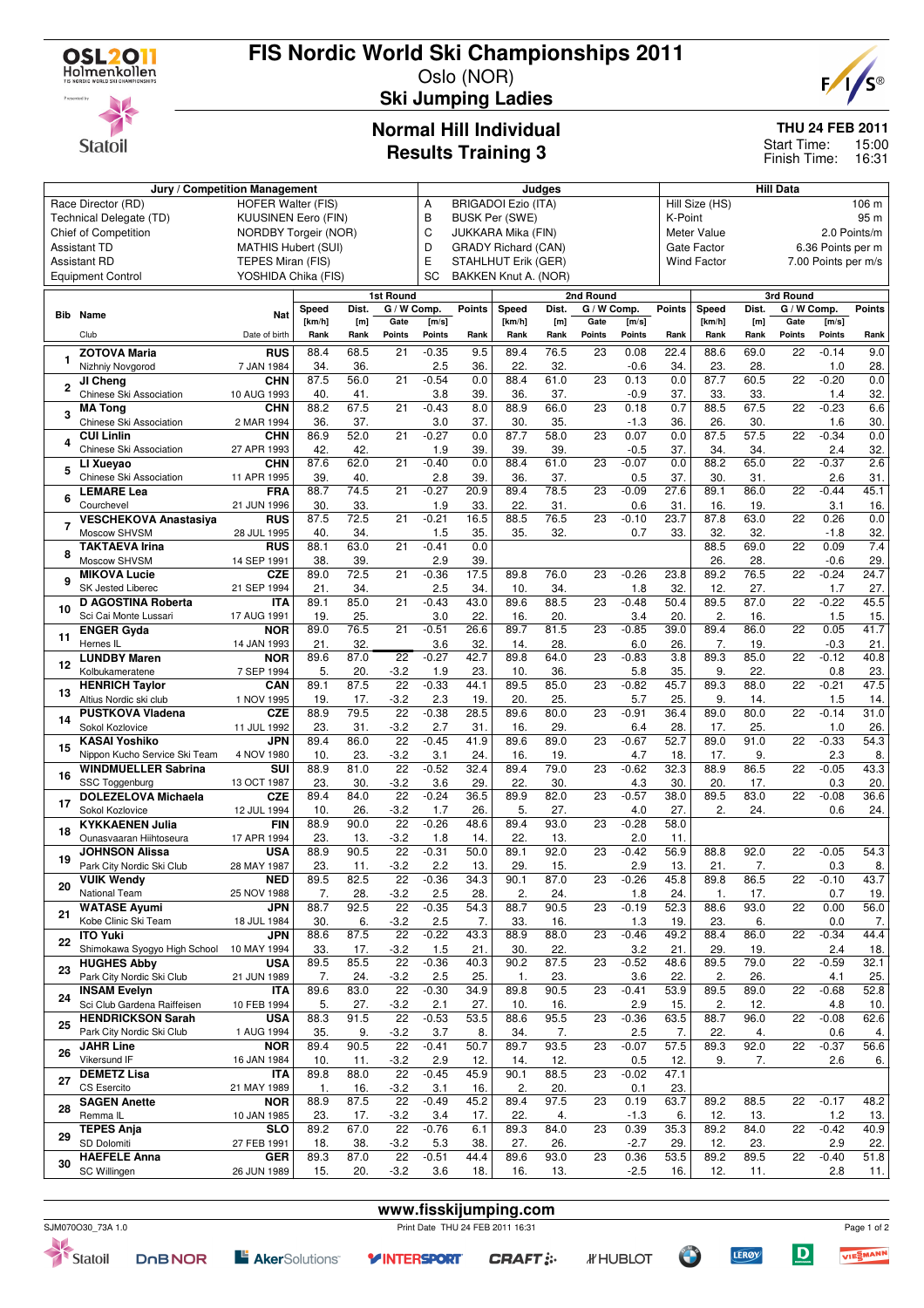# FIS Nordic World Ski Championships 2011

Oslo (NOR)

## Ski Jumping Ladies

### Normal Hill Individual
### Results Training 3

**THU 24 FEB 2011**
Start Time: 15:00
Finish Time: 16:31

| Jury / Competition Management | | Judges | | Hill Data | |
|---|---|---|---|---|---|
| Race Director (RD) | HOFER Walter (FIS) | A | BRIGADOI Ezio (ITA) | Hill Size (HS) | 106 m |
| Technical Delegate (TD) | KUUSINEN Eero (FIN) | B | BUSK Per (SWE) | K-Point | 95 m |
| Chief of Competition | NORDBY Torgeir (NOR) | C | JUKKARA Mika (FIN) | Meter Value | 2.0 Points/m |
| Assistant TD | MATHIS Hubert (SUI) | D | GRADY Richard (CAN) | Gate Factor | 6.36 Points per m |
| Assistant RD | TEPES Miran (FIS) | E | STAHLHUT Erik (GER) | Wind Factor | 7.00 Points per m/s |
| Equipment Control | YOSHIDA Chika (FIS) | SC | BAKKEN Knut A. (NOR) | | |

| Bib | Name / Club | Nat / Date of birth | 1st Round Speed [km/h] / Rank | Dist. [m] / Rank | Gate / Points | [m/s] / Points | Points / Rank | 2nd Round Speed [km/h] / Rank | Dist. [m] / Rank | Gate / Points | [m/s] / Points | Points / Rank | 3rd Round Speed [km/h] / Rank | Dist. [m] / Rank | Gate / Points | [m/s] / Points | Points / Rank |
|---|---|---|---|---|---|---|---|---|---|---|---|---|---|---|---|---|---|
| 1 | ZOTOVA Maria / Nizhniy Novgorod | RUS / 7 JAN 1984 | 88.4 / 34. | 68.5 / 36. | 21 / | -0.35 / 2.5 | 9.5 / 36. | 89.4 / 22. | 76.5 / 32. | 23 / | 0.08 / -0.6 | 22.4 / 34. | 88.6 / 23. | 69.0 / 28. | 22 / | -0.14 / 1.0 | 9.0 / 28. |
| 2 | JI Cheng / Chinese Ski Association | CHN / 10 AUG 1993 | 87.5 / 40. | 56.0 / 41. | 21 / | -0.54 / 3.8 | 0.0 / 39. | 88.4 / 36. | 61.0 / 37. | 23 / | 0.13 / -0.9 | 0.0 / 37. | 87.7 / 33. | 60.5 / 33. | 22 / | -0.20 / 1.4 | 0.0 / 32. |
| 3 | MA Tong / Chinese Ski Association | CHN / 2 MAR 1994 | 88.2 / 36. | 67.5 / 37. | 21 / | -0.43 / 3.0 | 8.0 / 37. | 88.9 / 30. | 66.0 / 35. | 23 / | 0.18 / -1.3 | 0.7 / 36. | 88.5 / 26. | 67.5 / 30. | 22 / | -0.23 / 1.6 | 6.6 / 30. |
| 4 | CUI Linlin / Chinese Ski Association | CHN / 27 APR 1993 | 86.9 / 42. | 52.0 / 42. | 21 / | -0.27 / 1.9 | 0.0 / 39. | 87.7 / 39. | 58.0 / 39. | 23 / | 0.07 / -0.5 | 0.0 / 37. | 87.5 / 34. | 57.5 / 34. | 22 / | -0.34 / 2.4 | 0.0 / 32. |
| 5 | LI Xueyao / Chinese Ski Association | CHN / 11 APR 1995 | 87.6 / 39. | 62.0 / 40. | 21 / | -0.40 / 2.8 | 0.0 / 39. | 88.4 / 36. | 61.0 / 37. | 23 / | -0.07 / 0.5 | 0.0 / 37. | 88.2 / 30. | 65.0 / 31. | 22 / | -0.37 / 2.6 | 2.6 / 31. |
| 6 | LEMARE Lea / Courchevel | FRA / 21 JUN 1996 | 88.7 / 30. | 74.5 / 33. | 21 / | -0.27 / 1.9 | 20.9 / 33. | 89.4 / 22. | 78.5 / 31. | 23 / | -0.09 / 0.6 | 27.6 / 31. | 89.1 / 16. | 86.0 / 19. | 22 / | -0.44 / 3.1 | 45.1 / 16. |
| 7 | VESCHEKOVA Anastasiya / Moscow SHVSM | RUS / 28 JUL 1995 | 87.5 / 40. | 72.5 / 34. | 21 / | -0.21 / 1.5 | 16.5 / 35. | 88.5 / 35. | 76.5 / 32. | 23 / | -0.10 / 0.7 | 23.7 / 33. | 87.8 / 32. | 63.0 / 32. | 22 / | 0.26 / -1.8 | 0.0 / 32. |
| 8 | TAKTAEVA Irina / Moscow SHVSM | RUS / 14 SEP 1991 | 88.1 / 38. | 63.0 / 39. | 21 / | -0.41 / 2.9 | 0.0 / 39. | | | | | | 88.5 / 26. | 69.0 / 28. | 22 / | 0.09 / -0.6 | 7.4 / 29. |
| 9 | MIKOVA Lucie / SK Jested Liberec | CZE / 21 SEP 1994 | 89.0 / 21. | 72.5 / 34. | 21 / | -0.36 / 2.5 | 17.5 / 34. | 89.8 / 10. | 76.0 / 34. | 23 / | -0.26 / 1.8 | 23.8 / 32. | 89.2 / 12. | 76.5 / 27. | 22 / | -0.24 / 1.7 | 24.7 / 27. |
| 10 | D AGOSTINA Roberta / Sci Cai Monte Lussari | ITA / 17 AUG 1991 | 89.1 / 19. | 85.0 / 25. | 21 / | -0.43 / 3.0 | 43.0 / 22. | 89.6 / 16. | 88.5 / 20. | 23 / | -0.48 / 3.4 | 50.4 / 20. | 89.5 / 2. | 87.0 / 16. | 22 / | -0.22 / 1.5 | 45.5 / 15. |
| 11 | ENGER Gyda / Hernes IL | NOR / 14 JAN 1993 | 89.0 / 21. | 76.5 / 32. | 21 / | -0.51 / 3.6 | 26.6 / 32. | 89.7 / 14. | 81.5 / 28. | 23 / | -0.85 / 6.0 | 39.0 / 26. | 89.4 / 7. | 86.0 / 19. | 22 / | 0.05 / -0.3 | 41.7 / 21. |
| 12 | LUNDBY Maren / Kolbukameratene | NOR / 7 SEP 1994 | 89.6 / 5. | 87.0 / 20. | 22 / -3.2 | -0.27 / 1.9 | 42.7 / 23. | 89.8 / 10. | 64.0 / 36. | 23 / | -0.83 / 5.8 | 3.8 / 35. | 89.3 / 9. | 85.0 / 22. | 22 / | -0.12 / 0.8 | 40.8 / 23. |
| 13 | HENRICH Taylor / Altius Nordic ski club | CAN / 1 NOV 1995 | 89.1 / 19. | 87.5 / 17. | 22 / -3.2 | -0.33 / 2.3 | 44.1 / 19. | 89.5 / 20. | 85.0 / 25. | 23 / | -0.82 / 5.7 | 45.7 / 25. | 89.3 / 9. | 88.0 / 14. | 22 / | -0.21 / 1.5 | 47.5 / 14. |
| 14 | PUSTKOVA Vladena / Sokol Kozlovice | CZE / 11 JUL 1992 | 88.9 / 23. | 79.5 / 31. | 22 / -3.2 | -0.38 / 2.7 | 28.5 / 31. | 89.6 / 16. | 80.0 / 29. | 23 / | -0.91 / 6.4 | 36.4 / 28. | 89.0 / 17. | 80.0 / 25. | 22 / | -0.14 / 1.0 | 31.0 / 26. |
| 15 | KASAI Yoshiko / Nippon Kucho Service Ski Team | JPN / 4 NOV 1980 | 89.4 / 10. | 86.0 / 23. | 22 / -3.2 | -0.45 / 3.1 | 41.9 / 24. | 89.6 / 16. | 89.0 / 19. | 23 / | -0.67 / 4.7 | 52.7 / 18. | 89.0 / 17. | 91.0 / 9. | 22 / | -0.33 / 2.3 | 54.3 / 8. |
| 16 | WINDMUELLER Sabrina / SSC Toggenburg | SUI / 13 OCT 1987 | 88.9 / 23. | 81.0 / 30. | 22 / -3.2 | -0.52 / 3.6 | 32.4 / 29. | 89.4 / 22. | 79.0 / 30. | 23 / | -0.62 / 4.3 | 32.3 / 30. | 88.9 / 20. | 86.5 / 17. | 22 / | -0.05 / 0.3 | 43.3 / 20. |
| 17 | DOLEZELOVA Michaela / Sokol Kozlovice | CZE / 12 JUL 1994 | 89.4 / 10. | 84.0 / 26. | 22 / -3.2 | -0.24 / 1.7 | 36.5 / 26. | 89.9 / 5. | 82.0 / 27. | 23 / | -0.57 / 4.0 | 38.0 / 27. | 89.5 / 2. | 83.0 / 24. | 22 / | -0.08 / 0.6 | 36.6 / 24. |
| 18 | KYKKAENEN Julia / Ounasvaaran Hiihtoseura | FIN / 17 APR 1994 | 88.9 / 23. | 90.0 / 13. | 22 / -3.2 | -0.26 / 1.8 | 48.6 / 14. | 89.4 / 22. | 93.0 / 13. | 23 / | -0.28 / 2.0 | 58.0 / 11. | | | | | |
| 19 | JOHNSON Alissa / Park City Nordic Ski Club | USA / 28 MAY 1987 | 88.9 / 23. | 90.5 / 11. | 22 / -3.2 | -0.31 / 2.2 | 50.0 / 13. | 89.1 / 29. | 92.0 / 15. | 23 / | -0.42 / 2.9 | 56.9 / 13. | 88.8 / 21. | 92.0 / 7. | 22 / | -0.05 / 0.3 | 54.3 / 8. |
| 20 | VUIK Wendy / National Team | NED / 25 NOV 1988 | 89.5 / 7. | 82.5 / 28. | 22 / -3.2 | -0.36 / 2.5 | 34.3 / 28. | 90.1 / 2. | 87.0 / 24. | 23 / | -0.26 / 1.8 | 45.8 / 24. | 89.8 / 1. | 86.5 / 17. | 22 / | -0.10 / 0.7 | 43.7 / 19. |
| 21 | WATASE Ayumi / Kobe Clinic Ski Team | JPN / 18 JUL 1984 | 88.7 / 30. | 92.5 / 6. | 22 / -3.2 | -0.35 / 2.5 | 54.3 / 7. | 88.7 / 33. | 90.5 / 16. | 23 / | -0.19 / 1.3 | 52.3 / 19. | 88.6 / 23. | 93.0 / 6. | 22 / | 0.00 / 0.0 | 56.0 / 7. |
| 22 | ITO Yuki / Shimokawa Syogyo High School | JPN / 10 MAY 1994 | 88.6 / 33. | 87.5 / 17. | 22 / -3.2 | -0.22 / 1.5 | 43.3 / 21. | 88.9 / 30. | 88.0 / 22. | 23 / | -0.46 / 3.2 | 49.2 / 21. | 88.4 / 29. | 86.0 / 19. | 22 / | -0.34 / 2.4 | 44.4 / 18. |
| 23 | HUGHES Abby / Park City Nordic Ski Club | USA / 21 JUN 1989 | 89.5 / 7. | 85.5 / 24. | 22 / -3.2 | -0.36 / 2.5 | 40.3 / 25. | 90.2 / 1. | 87.5 / 23. | 23 / | -0.52 / 3.6 | 48.6 / 22. | 89.5 / 2. | 79.0 / 26. | 22 / | -0.59 / 4.1 | 32.1 / 25. |
| 24 | INSAM Evelyn / Sci Club Gardena Raiffeisen | ITA / 10 FEB 1994 | 89.6 / 5. | 83.0 / 27. | 22 / -3.2 | -0.30 / 2.1 | 34.9 / 27. | 89.8 / 10. | 90.5 / 16. | 23 / | -0.41 / 2.9 | 53.9 / 15. | 89.5 / 2. | 89.0 / 12. | 22 / | -0.68 / 4.8 | 52.8 / 10. |
| 25 | HENDRICKSON Sarah / Park City Nordic Ski Club | USA / 1 AUG 1994 | 88.3 / 35. | 91.5 / 9. | 22 / -3.2 | -0.53 / 3.7 | 53.5 / 8. | 88.6 / 34. | 95.5 / 7. | 23 / | -0.36 / 2.5 | 63.5 / 7. | 88.7 / 22. | 96.0 / 4. | 22 / | -0.08 / 0.6 | 62.6 / 4. |
| 26 | JAHR Line / Vikersund IF | NOR / 16 JAN 1984 | 89.4 / 10. | 90.5 / 11. | 22 / -3.2 | -0.41 / 2.9 | 50.7 / 12. | 89.7 / 14. | 93.5 / 12. | 23 / | -0.07 / 0.5 | 57.5 / 12. | 89.3 / 9. | 92.0 / 7. | 22 / | -0.37 / 2.6 | 56.6 / 6. |
| 27 | DEMETZ Lisa / CS Esercito | ITA / 21 MAY 1989 | 89.8 / 1. | 88.0 / 16. | 22 / -3.2 | -0.45 / 3.1 | 45.9 / 16. | 90.1 / 2. | 88.5 / 20. | 23 / | -0.02 / 0.1 | 47.1 / 23. | | | | | |
| 28 | SAGEN Anette / Remma IL | NOR / 10 JAN 1985 | 88.9 / 23. | 87.5 / 17. | 22 / -3.2 | -0.49 / 3.4 | 45.2 / 17. | 89.4 / 22. | 97.5 / 4. | 23 / | 0.19 / -1.3 | 63.7 / 6. | 89.2 / 12. | 88.5 / 13. | 22 / | -0.17 / 1.2 | 48.2 / 13. |
| 29 | TEPES Anja / SD Dolomiti | SLO / 27 FEB 1991 | 89.2 / 18. | 67.0 / 38. | 22 / -3.2 | -0.76 / 5.3 | 6.1 / 38. | 89.3 / 27. | 84.0 / 26. | 23 / | 0.39 / -2.7 | 35.3 / 29. | 89.2 / 12. | 84.0 / 23. | 22 / | -0.42 / 2.9 | 40.9 / 22. |
| 30 | HAEFELE Anna / SC Willingen | GER / 26 JUN 1989 | 89.3 / 15. | 87.0 / 20. | 22 / -3.2 | -0.51 / 3.6 | 44.4 / 18. | 89.6 / 16. | 93.0 / 13. | 23 / | 0.36 / -2.5 | 53.5 / 16. | 89.2 / 12. | 89.5 / 11. | 22 / | -0.40 / 2.8 | 51.8 / 11. |

www.fisskijumping.com

SJM070O30_73A 1.0 — Print Date THU 24 FEB 2011 16:31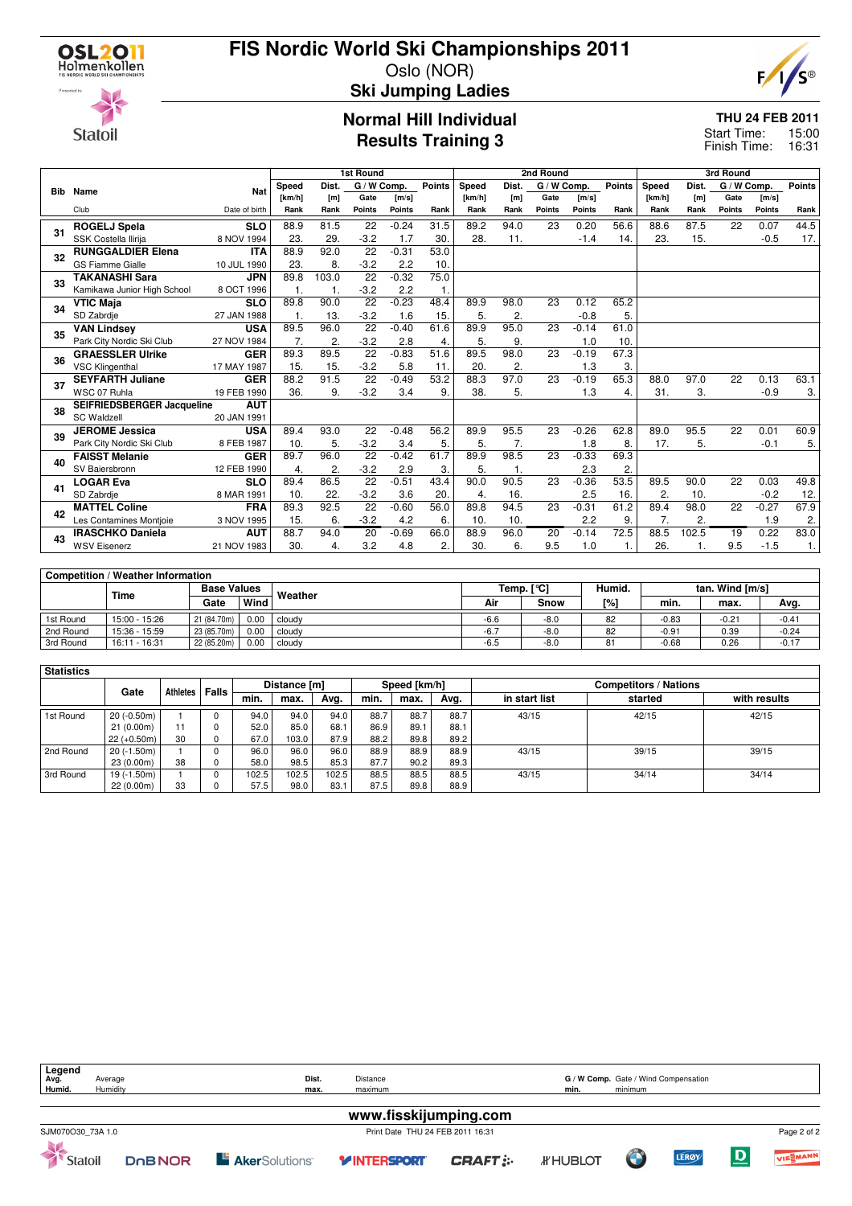# FIS Nordic World Ski Championships 2011

Oslo (NOR)

**Ski Jumping Ladies**

## Normal Hill Individual
## Results Training 3

**THU 24 FEB 2011**
Start Time: 15:00
Finish Time: 16:31

| Bib | Name / Club | Nat / Date of birth | 1st Round Speed [km/h] / Rank | Dist. [m] / Rank | Gate / Points | Wind [m/s] / Points | Points / Rank | 2nd Round Speed [km/h] / Rank | Dist. [m] / Rank | Gate / Points | Wind [m/s] / Points | Points / Rank | 3rd Round Speed [km/h] / Rank | Dist. [m] / Rank | Gate / Points | Wind [m/s] / Points | Points / Rank |
|---|---|---|---|---|---|---|---|---|---|---|---|---|---|---|---|---|---|
| 31 | **ROGELJ Spela** / SSK Costella Ilirija | **SLO** / 8 NOV 1994 | 88.9 / 23. | 81.5 / 29. | 22 / -3.2 | -0.24 / 1.7 | 31.5 / 30. | 89.2 / 28. | 94.0 / 11. | 23 | 0.20 / -1.4 | 56.6 / 14. | 88.6 / 23. | 87.5 / 15. | 22 | 0.07 / -0.5 | 44.5 / 17. |
| 32 | **RUNGGALDIER Elena** / GS Fiamme Gialle | **ITA** / 10 JUL 1990 | 88.9 / 23. | 92.0 / 8. | 22 / -3.2 | -0.31 / 2.2 | 53.0 / 10. | | | | | | | | | | |
| 33 | **TAKANASHI Sara** / Kamikawa Junior High School | **JPN** / 8 OCT 1996 | 89.8 / 1. | 103.0 / 1. | 22 / -3.2 | -0.32 / 2.2 | 75.0 / 1. | | | | | | | | | | |
| 34 | **VTIC Maja** / SD Zabrdje | **SLO** / 27 JAN 1988 | 89.8 / 1. | 90.0 / 13. | 22 / -3.2 | -0.23 / 1.6 | 48.4 / 15. | 89.9 / 5. | 98.0 / 2. | 23 | 0.12 / -0.8 | 65.2 / 5. | | | | | |
| 35 | **VAN Lindsey** / Park City Nordic Ski Club | **USA** / 27 NOV 1984 | 89.5 / 7. | 96.0 / 2. | 22 / -3.2 | -0.40 / 2.8 | 61.6 / 4. | 89.9 / 5. | 95.0 / 9. | 23 | -0.14 / 1.0 | 61.0 / 10. | | | | | |
| 36 | **GRAESSLER Ulrike** / VSC Klingenthal | **GER** / 17 MAY 1987 | 89.3 / 15. | 89.5 / 15. | 22 / -3.2 | -0.83 / 5.8 | 51.6 / 11. | 89.5 / 20. | 98.0 / 2. | 23 | -0.19 / 1.3 | 67.3 / 3. | | | | | |
| 37 | **SEYFARTH Juliane** / WSC 07 Ruhla | **GER** / 19 FEB 1990 | 88.2 / 36. | 91.5 / 9. | 22 / -3.2 | -0.49 / 3.4 | 53.2 / 9. | 88.3 / 38. | 97.0 / 5. | 23 | -0.19 / 1.3 | 65.3 / 4. | 88.0 / 31. | 97.0 / 3. | 22 | 0.13 / -0.9 | 63.1 / 3. |
| 38 | **SEIFRIEDSBERGER Jacqueline** / SC Waldzell | **AUT** / 20 JAN 1991 | | | | | | | | | | | | | | | |
| 39 | **JEROME Jessica** / Park City Nordic Ski Club | **USA** / 8 FEB 1987 | 89.4 / 10. | 93.0 / 5. | 22 / -3.2 | -0.48 / 3.4 | 56.2 / 5. | 89.9 / 5. | 95.5 / 7. | 23 | -0.26 / 1.8 | 62.8 / 8. | 89.0 / 17. | 95.5 / 5. | 22 | 0.01 / -0.1 | 60.9 / 5. |
| 40 | **FAISST Melanie** / SV Baiersbronn | **GER** / 12 FEB 1990 | 89.7 / 4. | 96.0 / 2. | 22 / -3.2 | -0.42 / 2.9 | 61.7 / 3. | 89.9 / 5. | 98.5 / 1. | 23 | -0.33 / 2.3 | 69.3 / 2. | | | | | |
| 41 | **LOGAR Eva** / SD Zabrdje | **SLO** / 8 MAR 1991 | 89.4 / 10. | 86.5 / 22. | 22 / -3.2 | -0.51 / 3.6 | 43.4 / 20. | 90.0 / 4. | 90.5 / 16. | 23 | -0.36 / 2.5 | 53.5 / 16. | 89.5 / 2. | 90.0 / 10. | 22 | 0.03 / -0.2 | 49.8 / 12. |
| 42 | **MATTEL Coline** / Les Contamines Montjoie | **FRA** / 3 NOV 1995 | 89.3 / 15. | 92.5 / 6. | 22 / -3.2 | -0.60 / 4.2 | 56.0 / 6. | 89.8 / 10. | 94.5 / 10. | 23 | -0.31 / 2.2 | 61.2 / 9. | 89.4 / 7. | 98.0 / 2. | 22 | -0.27 / 1.9 | 67.9 / 2. |
| 43 | **IRASCHKO Daniela** / WSV Eisenerz | **AUT** / 21 NOV 1983 | 88.7 / 30. | 94.0 / 4. | 20 / 3.2 | -0.69 / 4.8 | 66.0 / 2. | 88.9 / 30. | 96.0 / 6. | 20 / 9.5 | -0.14 / 1.0 | 72.5 / 1. | 88.5 / 26. | 102.5 / 1. | 19 / 9.5 | 0.22 / -1.5 | 83.0 / 1. |

### Competition / Weather Information

| | Time | Base Values Gate | Base Values Wind | Weather | Temp. [°C] Air | Temp. [°C] Snow | Humid. [%] | tan. Wind [m/s] min. | max. | Avg. |
|---|---|---|---|---|---|---|---|---|---|---|
| 1st Round | 15:00 - 15:26 | 21 (84.70m) | 0.00 | cloudy | -6.6 | -8.0 | 82 | -0.83 | -0.21 | -0.41 |
| 2nd Round | 15:36 - 15:59 | 23 (85.70m) | 0.00 | cloudy | -6.7 | -8.0 | 82 | -0.91 | 0.39 | -0.24 |
| 3rd Round | 16:11 - 16:31 | 22 (85.20m) | 0.00 | cloudy | -6.5 | -8.0 | 81 | -0.68 | 0.26 | -0.17 |

### Statistics

| | Gate | Athletes | Falls | Distance [m] min. | max. | Avg. | Speed [km/h] min. | max. | Avg. | Competitors / Nations in start list | started | with results |
|---|---|---|---|---|---|---|---|---|---|---|---|---|
| 1st Round | 20 (-0.50m) | 1 | 0 | 94.0 | 94.0 | 94.0 | 88.7 | 88.7 | 88.7 | 43/15 | 42/15 | 42/15 |
| | 21 (0.00m) | 11 | 0 | 52.0 | 85.0 | 68.1 | 86.9 | 89.1 | 88.1 | | | |
| | 22 (+0.50m) | 30 | 0 | 67.0 | 103.0 | 87.9 | 88.2 | 89.8 | 89.2 | | | |
| 2nd Round | 20 (-1.50m) | 1 | 0 | 96.0 | 96.0 | 96.0 | 88.9 | 88.9 | 88.9 | 43/15 | 39/15 | 39/15 |
| | 23 (0.00m) | 38 | 0 | 58.0 | 98.5 | 85.3 | 87.7 | 90.2 | 89.3 | | | |
| 3rd Round | 19 (-1.50m) | 1 | 0 | 102.5 | 102.5 | 102.5 | 88.5 | 88.5 | 88.5 | 43/15 | 34/14 | 34/14 |
| | 22 (0.00m) | 33 | 0 | 57.5 | 98.0 | 83.1 | 87.5 | 89.8 | 88.9 | | | |

**Legend**
Avg. Average — Dist. Distance — G / W Comp. Gate / Wind Compensation
Humid. Humidity — max. maximum — min. minimum

www.fisskijumping.com

SJM070O30_73A 1.0 — Print Date THU 24 FEB 2011 16:31